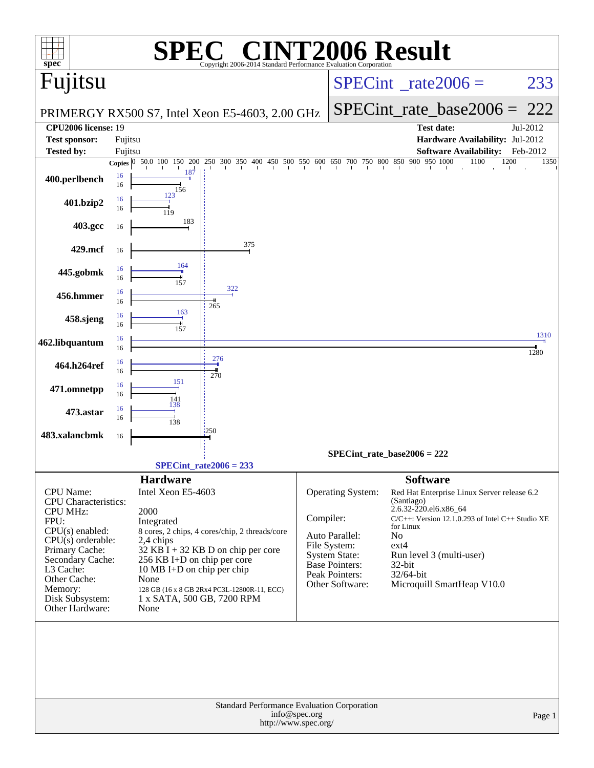# SPEC CINT2006 Result

Copyright 2006-2014 Standard Performance Evaluation Corporation

## Fujitsu

PRIMERGY RX500 S7, Intel Xeon E5-4603, 2.00 GHz

SPECint_rate2006 = 233

SPECint_rate_base2006 = 222

| | | | |
|---|---|---|---|
| **CPU2006 license:** 19 | | **Test date:** | Jul-2012 |
| **Test sponsor:** | Fujitsu | **Hardware Availability:** | Jul-2012 |
| **Tested by:** | Fujitsu | **Software Availability:** | Feb-2012 |

| Benchmark | Copies (peak) | Peak | Copies (base) | Base |
|---|---|---|---|---|
| 400.perlbench | 16 | 187 | 16 | 156 |
| 401.bzip2 | 16 | 123 | 16 | 119 |
| 403.gcc | | | 16 | 183 |
| 429.mcf | | | 16 | 375 |
| 445.gobmk | 16 | 164 | 16 | 157 |
| 456.hmmer | 16 | 322 | 16 | 265 |
| 458.sjeng | 16 | 163 | 16 | 157 |
| 462.libquantum | 16 | 1310 | 16 | 1280 |
| 464.h264ref | 16 | 276 | 16 | 270 |
| 471.omnetpp | 16 | 151 | 16 | 141 |
| 473.astar | 16 | 138 | 16 | 138 |
| 483.xalancbmk | | | 16 | 250 |

SPECint_rate_base2006 = 222

SPECint_rate2006 = 233

## Hardware

| | |
|---|---|
| CPU Name: | Intel Xeon E5-4603 |
| CPU Characteristics: | |
| CPU MHz: | 2000 |
| FPU: | Integrated |
| CPU(s) enabled: | 8 cores, 2 chips, 4 cores/chip, 2 threads/core |
| CPU(s) orderable: | 2,4 chips |
| Primary Cache: | 32 KB I + 32 KB D on chip per core |
| Secondary Cache: | 256 KB I+D on chip per core |
| L3 Cache: | 10 MB I+D on chip per chip |
| Other Cache: | None |
| Memory: | 128 GB (16 x 8 GB 2Rx4 PC3L-12800R-11, ECC) |
| Disk Subsystem: | 1 x SATA, 500 GB, 7200 RPM |
| Other Hardware: | None |

## Software

| | |
|---|---|
| Operating System: | Red Hat Enterprise Linux Server release 6.2 (Santiago) 2.6.32-220.el6.x86_64 |
| Compiler: | C/C++: Version 12.1.0.293 of Intel C++ Studio XE for Linux |
| Auto Parallel: | No |
| File System: | ext4 |
| System State: | Run level 3 (multi-user) |
| Base Pointers: | 32-bit |
| Peak Pointers: | 32/64-bit |
| Other Software: | Microquill SmartHeap V10.0 |

Standard Performance Evaluation Corporation
info@spec.org
http://www.spec.org/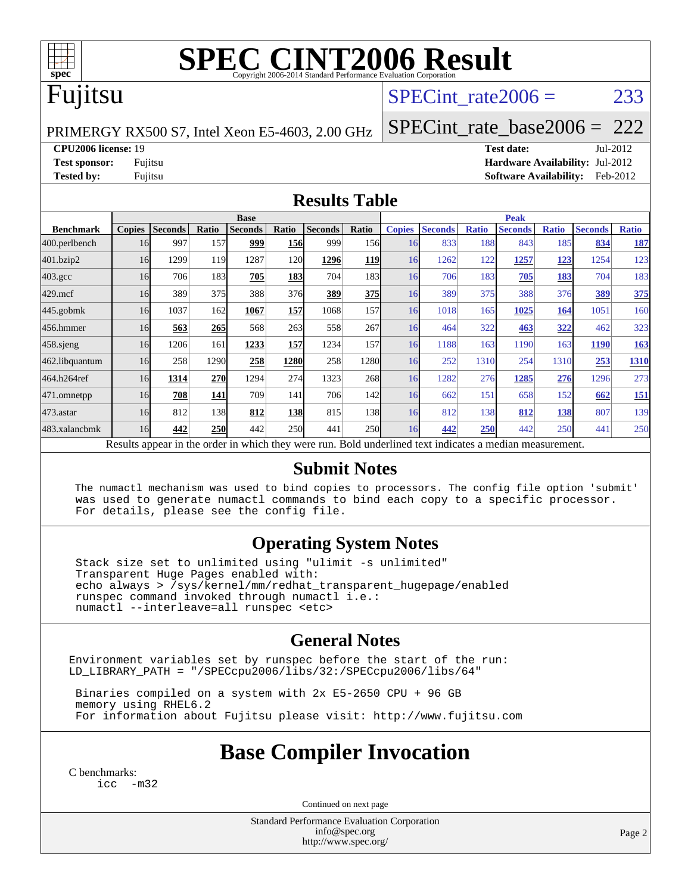# SPEC CINT2006 Result

Copyright 2006-2014 Standard Performance Evaluation Corporation

# Fujitsu

PRIMERGY RX500 S7, Intel Xeon E5-4603, 2.00 GHz

SPECint_rate2006 = 233

SPECint_rate_base2006 = 222

**CPU2006 license:** 19
**Test sponsor:** Fujitsu
**Tested by:** Fujitsu

**Test date:** Jul-2012
**Hardware Availability:** Jul-2012
**Software Availability:** Feb-2012

## Results Table

| | Base | | | | | | | Peak | | | | | | |
|---|---|---|---|---|---|---|---|---|---|---|---|---|---|---|
| **Benchmark** | **Copies** | **Seconds** | **Ratio** | **Seconds** | **Ratio** | **Seconds** | **Ratio** | **Copies** | **Seconds** | **Ratio** | **Seconds** | **Ratio** | **Seconds** | **Ratio** |
| 400.perlbench | 16 | 997 | 157 | **999** | **156** | 999 | 156 | 16 | 833 | 188 | 843 | 185 | **834** | **187** |
| 401.bzip2 | 16 | 1299 | 119 | 1287 | 120 | **1296** | **119** | 16 | 1262 | 122 | **1257** | **123** | 1254 | 123 |
| 403.gcc | 16 | 706 | 183 | **705** | **183** | 704 | 183 | 16 | 706 | 183 | **705** | **183** | 704 | 183 |
| 429.mcf | 16 | 389 | 375 | 388 | 376 | **389** | **375** | 16 | 389 | 375 | 388 | 376 | **389** | **375** |
| 445.gobmk | 16 | 1037 | 162 | **1067** | **157** | 1068 | 157 | 16 | 1018 | 165 | **1025** | **164** | 1051 | 160 |
| 456.hmmer | 16 | **563** | **265** | 568 | 263 | 558 | 267 | 16 | 464 | 322 | **463** | **322** | 462 | 323 |
| 458.sjeng | 16 | 1206 | 161 | **1233** | **157** | 1234 | 157 | 16 | 1188 | 163 | 1190 | 163 | **1190** | **163** |
| 462.libquantum | 16 | 258 | 1290 | **258** | **1280** | 258 | 1280 | 16 | 252 | 1310 | 254 | 1310 | **253** | **1310** |
| 464.h264ref | 16 | **1314** | **270** | 1294 | 274 | 1323 | 268 | 16 | 1282 | 276 | **1285** | **276** | 1296 | 273 |
| 471.omnetpp | 16 | **708** | **141** | 709 | 141 | 706 | 142 | 16 | 662 | 151 | 658 | 152 | **662** | **151** |
| 473.astar | 16 | 812 | 138 | **812** | **138** | 815 | 138 | 16 | 812 | 138 | **812** | **138** | 807 | 139 |
| 483.xalancbmk | 16 | **442** | **250** | 442 | 250 | 441 | 250 | 16 | **442** | **250** | 442 | 250 | 441 | 250 |

Results appear in the order in which they were run. Bold underlined text indicates a median measurement.

## Submit Notes

```
The numactl mechanism was used to bind copies to processors. The config file option 'submit'
was used to generate numactl commands to bind each copy to a specific processor.
For details, please see the config file.
```

## Operating System Notes

```
Stack size set to unlimited using "ulimit -s unlimited"
Transparent Huge Pages enabled with:
echo always > /sys/kernel/mm/redhat_transparent_hugepage/enabled
runspec command invoked through numactl i.e.:
numactl --interleave=all runspec <etc>
```

## General Notes

```
Environment variables set by runspec before the start of the run:
LD_LIBRARY_PATH = "/SPECcpu2006/libs/32:/SPECcpu2006/libs/64"

 Binaries compiled on a system with 2x E5-2650 CPU + 96 GB
 memory using RHEL6.2
 For information about Fujitsu please visit: http://www.fujitsu.com
```

# Base Compiler Invocation

C benchmarks:
```
icc -m32
```

Continued on next page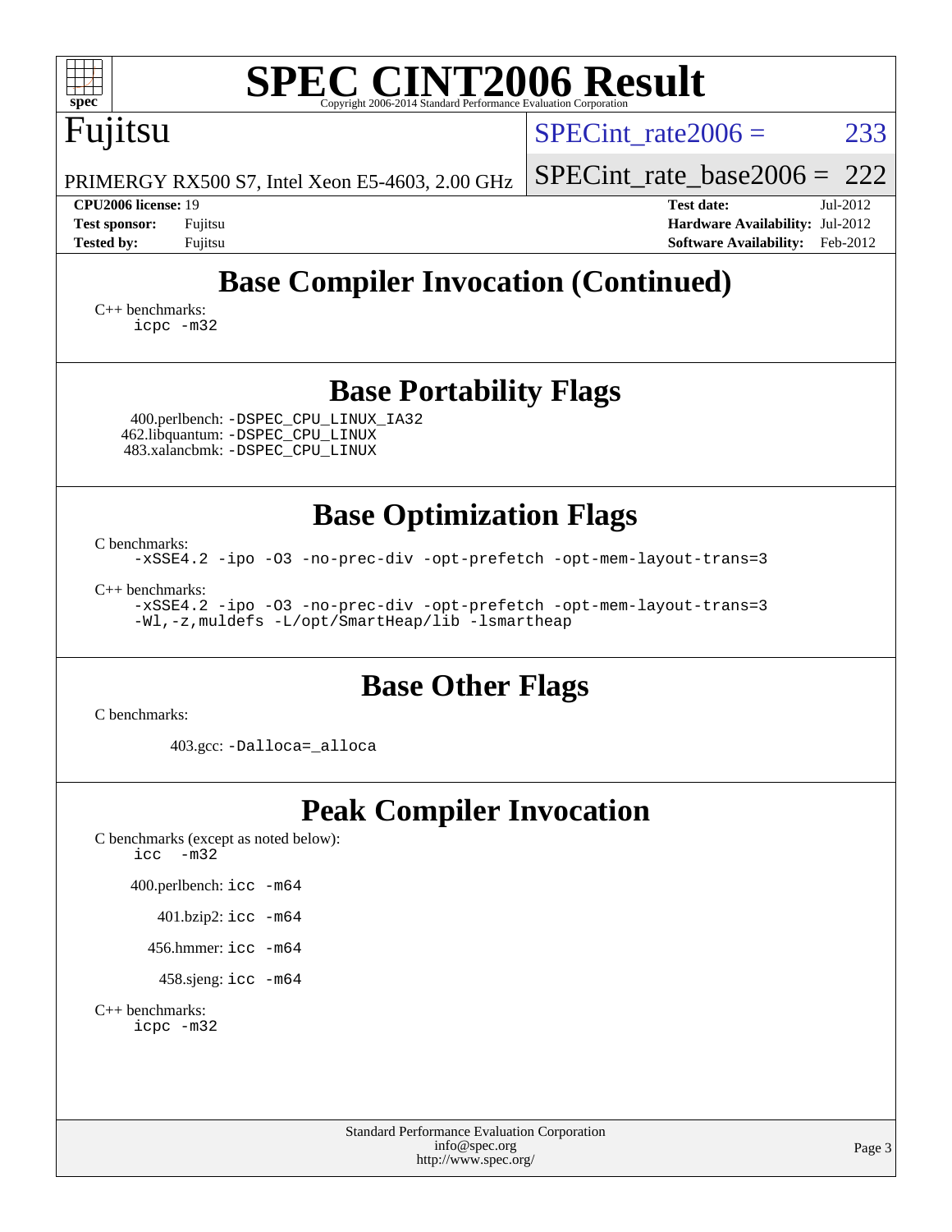# SPEC CINT2006 Result

Copyright 2006-2014 Standard Performance Evaluation Corporation

**Fujitsu**

PRIMERGY RX500 S7, Intel Xeon E5-4603, 2.00 GHz

SPECint_rate2006 = 233

SPECint_rate_base2006 = 222

**CPU2006 license:** 19
**Test sponsor:** Fujitsu
**Tested by:** Fujitsu

**Test date:** Jul-2012
**Hardware Availability:** Jul-2012
**Software Availability:** Feb-2012

## Base Compiler Invocation (Continued)

C++ benchmarks:
```
icpc -m32
```

## Base Portability Flags

400.perlbench: `-DSPEC_CPU_LINUX_IA32`
462.libquantum: `-DSPEC_CPU_LINUX`
483.xalancbmk: `-DSPEC_CPU_LINUX`

## Base Optimization Flags

C benchmarks:
```
-xSSE4.2 -ipo -O3 -no-prec-div -opt-prefetch -opt-mem-layout-trans=3
```

C++ benchmarks:
```
-xSSE4.2 -ipo -O3 -no-prec-div -opt-prefetch -opt-mem-layout-trans=3
-Wl,-z,muldefs -L/opt/SmartHeap/lib -lsmartheap
```

## Base Other Flags

C benchmarks:

403.gcc: `-Dalloca=_alloca`

## Peak Compiler Invocation

C benchmarks (except as noted below):
```
icc  -m32
```

400.perlbench: `icc -m64`

401.bzip2: `icc -m64`

456.hmmer: `icc -m64`

458.sjeng: `icc -m64`

C++ benchmarks:
```
icpc -m32
```

Standard Performance Evaluation Corporation
info@spec.org
http://www.spec.org/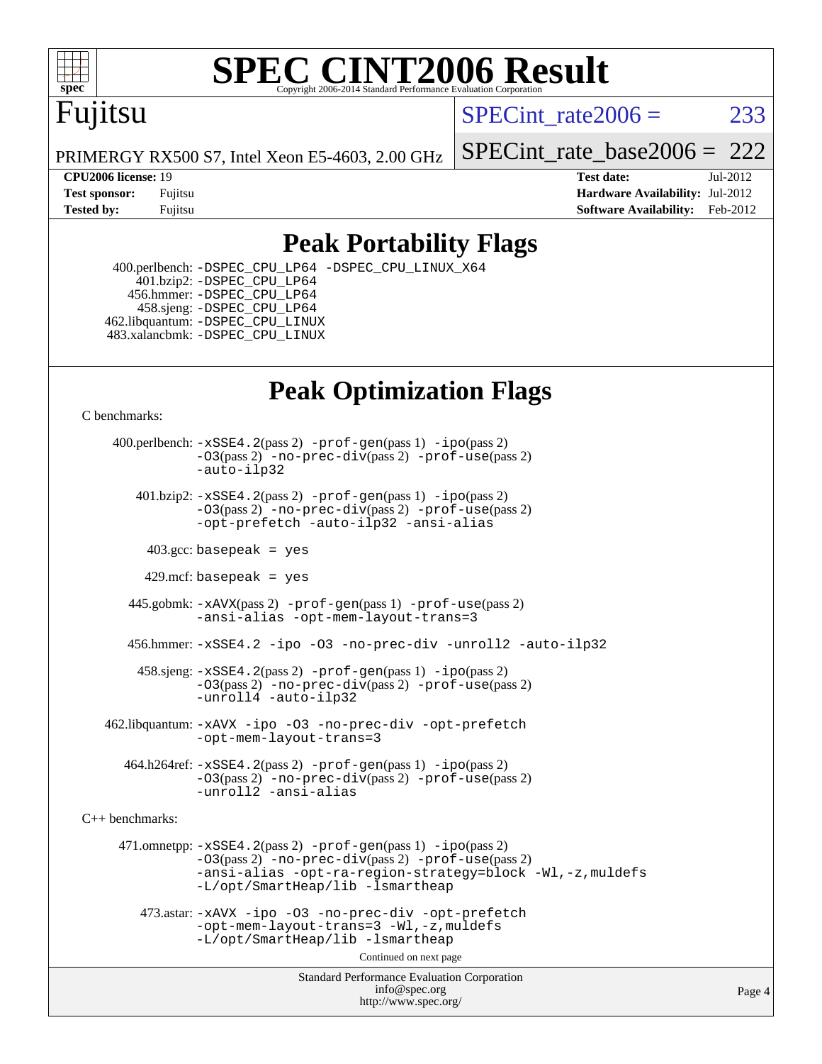# SPEC CINT2006 Result

Fujitsu

PRIMERGY RX500 S7, Intel Xeon E5-4603, 2.00 GHz

SPECint_rate2006 = 233

SPECint_rate_base2006 = 222

**CPU2006 license:** 19
**Test sponsor:** Fujitsu
**Tested by:** Fujitsu

**Test date:** Jul-2012
**Hardware Availability:** Jul-2012
**Software Availability:** Feb-2012

## Peak Portability Flags

400.perlbench: -DSPEC_CPU_LP64 -DSPEC_CPU_LINUX_X64
401.bzip2: -DSPEC_CPU_LP64
456.hmmer: -DSPEC_CPU_LP64
458.sjeng: -DSPEC_CPU_LP64
462.libquantum: -DSPEC_CPU_LINUX
483.xalancbmk: -DSPEC_CPU_LINUX

## Peak Optimization Flags

C benchmarks:

400.perlbench: -xSSE4.2(pass 2) -prof-gen(pass 1) -ipo(pass 2) -O3(pass 2) -no-prec-div(pass 2) -prof-use(pass 2) -auto-ilp32

401.bzip2: -xSSE4.2(pass 2) -prof-gen(pass 1) -ipo(pass 2) -O3(pass 2) -no-prec-div(pass 2) -prof-use(pass 2) -opt-prefetch -auto-ilp32 -ansi-alias

403.gcc: basepeak = yes

429.mcf: basepeak = yes

445.gobmk: -xAVX(pass 2) -prof-gen(pass 1) -prof-use(pass 2) -ansi-alias -opt-mem-layout-trans=3

456.hmmer: -xSSE4.2 -ipo -O3 -no-prec-div -unroll2 -auto-ilp32

458.sjeng: -xSSE4.2(pass 2) -prof-gen(pass 1) -ipo(pass 2) -O3(pass 2) -no-prec-div(pass 2) -prof-use(pass 2) -unroll4 -auto-ilp32

462.libquantum: -xAVX -ipo -O3 -no-prec-div -opt-prefetch -opt-mem-layout-trans=3

464.h264ref: -xSSE4.2(pass 2) -prof-gen(pass 1) -ipo(pass 2) -O3(pass 2) -no-prec-div(pass 2) -prof-use(pass 2) -unroll2 -ansi-alias

C++ benchmarks:

471.omnetpp: -xSSE4.2(pass 2) -prof-gen(pass 1) -ipo(pass 2) -O3(pass 2) -no-prec-div(pass 2) -prof-use(pass 2) -ansi-alias -opt-ra-region-strategy=block -Wl,-z,muldefs -L/opt/SmartHeap/lib -lsmartheap

473.astar: -xAVX -ipo -O3 -no-prec-div -opt-prefetch -opt-mem-layout-trans=3 -Wl,-z,muldefs -L/opt/SmartHeap/lib -lsmartheap

Continued on next page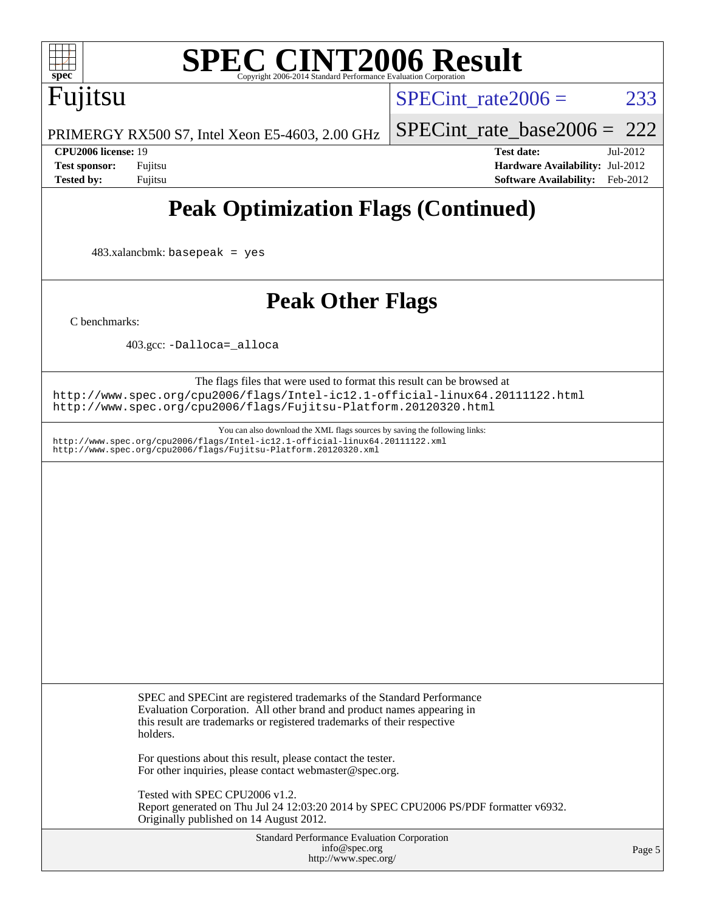# Peak Optimization Flags (Continued)

483.xalancbmk: basepeak = yes

# Peak Other Flags

C benchmarks:

403.gcc: -Dalloca=_alloca

The flags files that were used to format this result can be browsed at
http://www.spec.org/cpu2006/flags/Intel-ic12.1-official-linux64.20111122.html
http://www.spec.org/cpu2006/flags/Fujitsu-Platform.20120320.html

You can also download the XML flags sources by saving the following links:
http://www.spec.org/cpu2006/flags/Intel-ic12.1-official-linux64.20111122.xml
http://www.spec.org/cpu2006/flags/Fujitsu-Platform.20120320.xml

SPEC and SPECint are registered trademarks of the Standard Performance Evaluation Corporation. All other brand and product names appearing in this result are trademarks or registered trademarks of their respective holders.

For questions about this result, please contact the tester.
For other inquiries, please contact webmaster@spec.org.

Tested with SPEC CPU2006 v1.2.
Report generated on Thu Jul 24 12:03:20 2014 by SPEC CPU2006 PS/PDF formatter v6932.
Originally published on 14 August 2012.